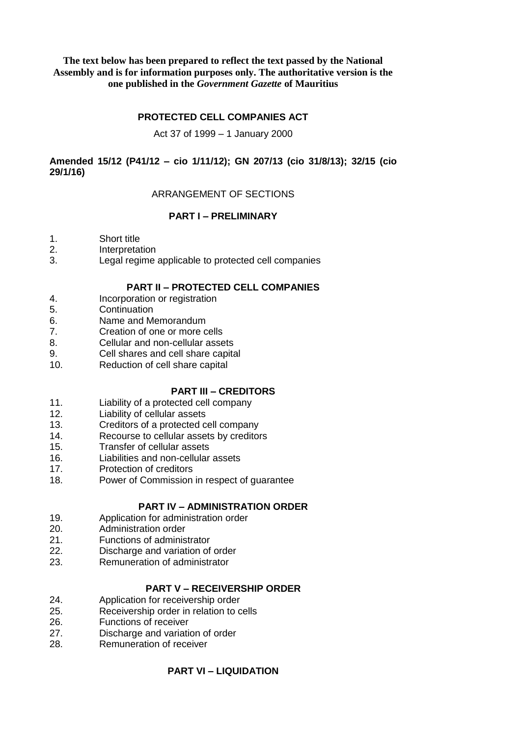**The text below has been prepared to reflect the text passed by the National Assembly and is for information purposes only. The authoritative version is the one published in the *Government Gazette* of Mauritius**

# PROTECTED CELL COMPANIES ACT

Act 37 of 1999 – 1 January 2000

**Amended 15/12 (P41/12 – cio 1/11/12); GN 207/13 (cio 31/8/13); 32/15 (cio 29/1/16)**

ARRANGEMENT OF SECTIONS

## PART I – PRELIMINARY

1. Short title
2. Interpretation
3. Legal regime applicable to protected cell companies

## PART II – PROTECTED CELL COMPANIES

4. Incorporation or registration
5. Continuation
6. Name and Memorandum
7. Creation of one or more cells
8. Cellular and non-cellular assets
9. Cell shares and cell share capital
10. Reduction of cell share capital

## PART III – CREDITORS

11. Liability of a protected cell company
12. Liability of cellular assets
13. Creditors of a protected cell company
14. Recourse to cellular assets by creditors
15. Transfer of cellular assets
16. Liabilities and non-cellular assets
17. Protection of creditors
18. Power of Commission in respect of guarantee

## PART IV – ADMINISTRATION ORDER

19. Application for administration order
20. Administration order
21. Functions of administrator
22. Discharge and variation of order
23. Remuneration of administrator

## PART V – RECEIVERSHIP ORDER

24. Application for receivership order
25. Receivership order in relation to cells
26. Functions of receiver
27. Discharge and variation of order
28. Remuneration of receiver

## PART VI – LIQUIDATION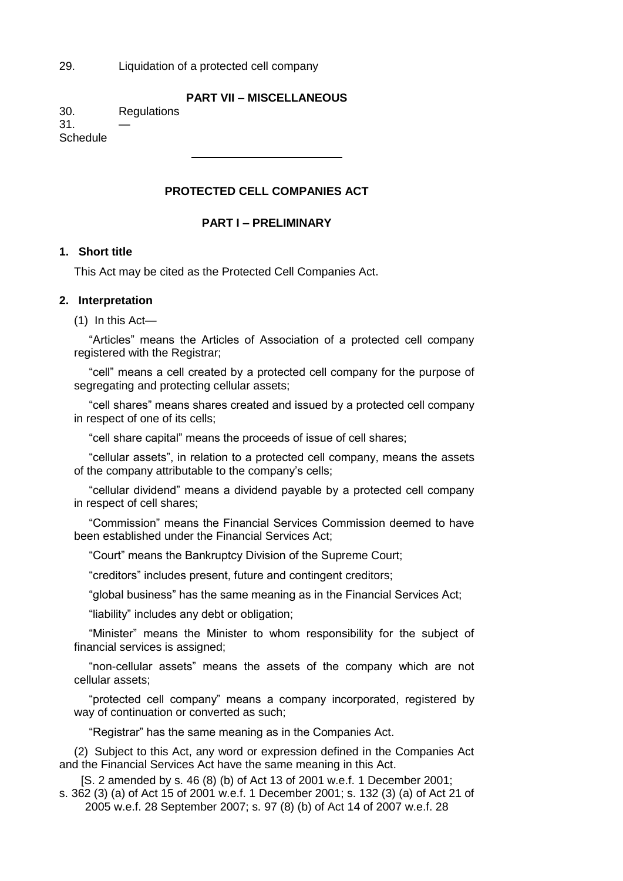29. Liquidation of a protected cell company

**PART VII – MISCELLANEOUS**

30. Regulations
31. —
Schedule

---

## PROTECTED CELL COMPANIES ACT

### PART I – PRELIMINARY

**1. Short title**

This Act may be cited as the Protected Cell Companies Act.

**2. Interpretation**

(1) In this Act—

"Articles" means the Articles of Association of a protected cell company registered with the Registrar;

"cell" means a cell created by a protected cell company for the purpose of segregating and protecting cellular assets;

"cell shares" means shares created and issued by a protected cell company in respect of one of its cells;

"cell share capital" means the proceeds of issue of cell shares;

"cellular assets", in relation to a protected cell company, means the assets of the company attributable to the company's cells;

"cellular dividend" means a dividend payable by a protected cell company in respect of cell shares;

"Commission" means the Financial Services Commission deemed to have been established under the Financial Services Act;

"Court" means the Bankruptcy Division of the Supreme Court;

"creditors" includes present, future and contingent creditors;

"global business" has the same meaning as in the Financial Services Act;

"liability" includes any debt or obligation;

"Minister" means the Minister to whom responsibility for the subject of financial services is assigned;

"non-cellular assets" means the assets of the company which are not cellular assets;

"protected cell company" means a company incorporated, registered by way of continuation or converted as such;

"Registrar" has the same meaning as in the Companies Act.

(2) Subject to this Act, any word or expression defined in the Companies Act and the Financial Services Act have the same meaning in this Act.

[S. 2 amended by s. 46 (8) (b) of Act 13 of 2001 w.e.f. 1 December 2001; s. 362 (3) (a) of Act 15 of 2001 w.e.f. 1 December 2001; s. 132 (3) (a) of Act 21 of 2005 w.e.f. 28 September 2007; s. 97 (8) (b) of Act 14 of 2007 w.e.f. 28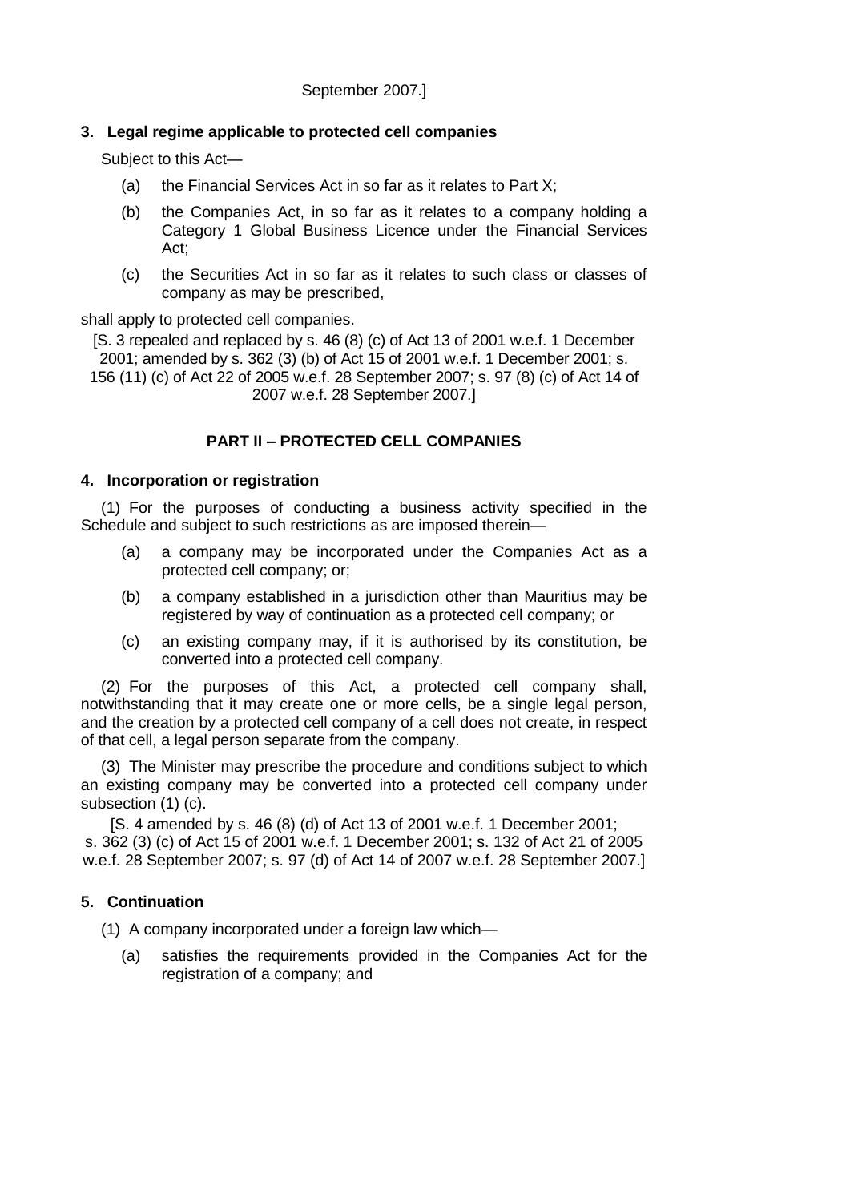September 2007.]

### 3. Legal regime applicable to protected cell companies

Subject to this Act—

(a) the Financial Services Act in so far as it relates to Part X;

(b) the Companies Act, in so far as it relates to a company holding a Category 1 Global Business Licence under the Financial Services Act;

(c) the Securities Act in so far as it relates to such class or classes of company as may be prescribed,

shall apply to protected cell companies.

[S. 3 repealed and replaced by s. 46 (8) (c) of Act 13 of 2001 w.e.f. 1 December 2001; amended by s. 362 (3) (b) of Act 15 of 2001 w.e.f. 1 December 2001; s. 156 (11) (c) of Act 22 of 2005 w.e.f. 28 September 2007; s. 97 (8) (c) of Act 14 of 2007 w.e.f. 28 September 2007.]

## PART II – PROTECTED CELL COMPANIES

### 4. Incorporation or registration

(1) For the purposes of conducting a business activity specified in the Schedule and subject to such restrictions as are imposed therein—

(a) a company may be incorporated under the Companies Act as a protected cell company; or;

(b) a company established in a jurisdiction other than Mauritius may be registered by way of continuation as a protected cell company; or

(c) an existing company may, if it is authorised by its constitution, be converted into a protected cell company.

(2) For the purposes of this Act, a protected cell company shall, notwithstanding that it may create one or more cells, be a single legal person, and the creation by a protected cell company of a cell does not create, in respect of that cell, a legal person separate from the company.

(3) The Minister may prescribe the procedure and conditions subject to which an existing company may be converted into a protected cell company under subsection (1) (c).

[S. 4 amended by s. 46 (8) (d) of Act 13 of 2001 w.e.f. 1 December 2001; s. 362 (3) (c) of Act 15 of 2001 w.e.f. 1 December 2001; s. 132 of Act 21 of 2005 w.e.f. 28 September 2007; s. 97 (d) of Act 14 of 2007 w.e.f. 28 September 2007.]

### 5. Continuation

(1) A company incorporated under a foreign law which—

(a) satisfies the requirements provided in the Companies Act for the registration of a company; and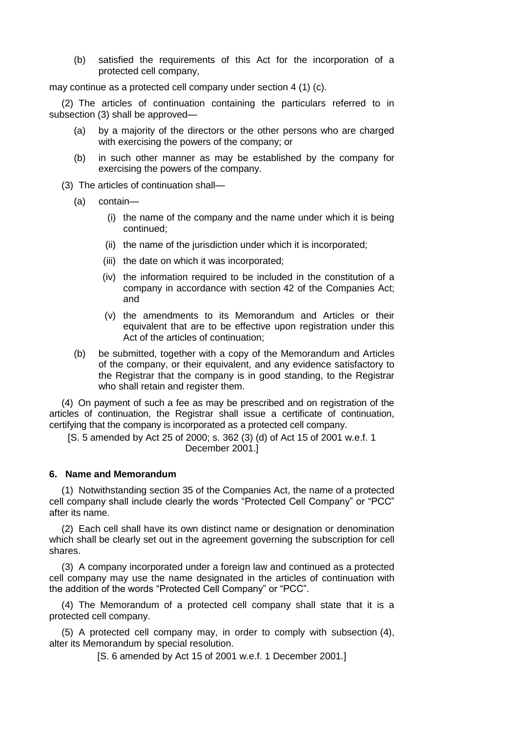(b) satisfied the requirements of this Act for the incorporation of a protected cell company,

may continue as a protected cell company under section 4 (1) (c).

(2) The articles of continuation containing the particulars referred to in subsection (3) shall be approved—

(a) by a majority of the directors or the other persons who are charged with exercising the powers of the company; or

(b) in such other manner as may be established by the company for exercising the powers of the company.

(3) The articles of continuation shall—

(a) contain—

(i) the name of the company and the name under which it is being continued;

(ii) the name of the jurisdiction under which it is incorporated;

(iii) the date on which it was incorporated;

(iv) the information required to be included in the constitution of a company in accordance with section 42 of the Companies Act; and

(v) the amendments to its Memorandum and Articles or their equivalent that are to be effective upon registration under this Act of the articles of continuation;

(b) be submitted, together with a copy of the Memorandum and Articles of the company, or their equivalent, and any evidence satisfactory to the Registrar that the company is in good standing, to the Registrar who shall retain and register them.

(4) On payment of such a fee as may be prescribed and on registration of the articles of continuation, the Registrar shall issue a certificate of continuation, certifying that the company is incorporated as a protected cell company.

[S. 5 amended by Act 25 of 2000; s. 362 (3) (d) of Act 15 of 2001 w.e.f. 1 December 2001.]

**6. Name and Memorandum**

(1) Notwithstanding section 35 of the Companies Act, the name of a protected cell company shall include clearly the words "Protected Cell Company" or "PCC" after its name.

(2) Each cell shall have its own distinct name or designation or denomination which shall be clearly set out in the agreement governing the subscription for cell shares.

(3) A company incorporated under a foreign law and continued as a protected cell company may use the name designated in the articles of continuation with the addition of the words "Protected Cell Company" or "PCC".

(4) The Memorandum of a protected cell company shall state that it is a protected cell company.

(5) A protected cell company may, in order to comply with subsection (4), alter its Memorandum by special resolution.

[S. 6 amended by Act 15 of 2001 w.e.f. 1 December 2001.]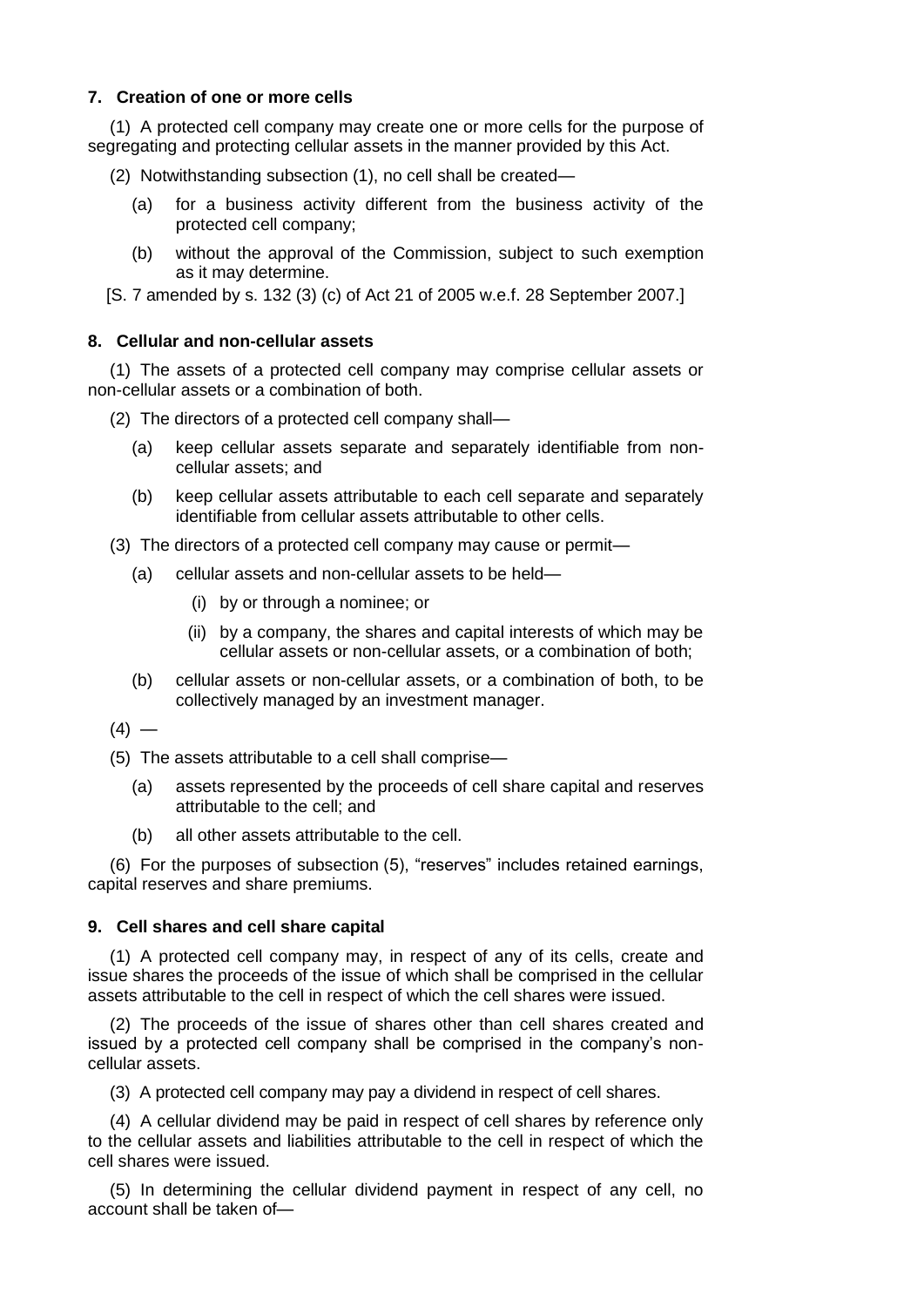**7. Creation of one or more cells**

(1) A protected cell company may create one or more cells for the purpose of segregating and protecting cellular assets in the manner provided by this Act.

(2) Notwithstanding subsection (1), no cell shall be created—

(a) for a business activity different from the business activity of the protected cell company;

(b) without the approval of the Commission, subject to such exemption as it may determine.

[S. 7 amended by s. 132 (3) (c) of Act 21 of 2005 w.e.f. 28 September 2007.]

**8. Cellular and non-cellular assets**

(1) The assets of a protected cell company may comprise cellular assets or non-cellular assets or a combination of both.

(2) The directors of a protected cell company shall—

(a) keep cellular assets separate and separately identifiable from non-cellular assets; and

(b) keep cellular assets attributable to each cell separate and separately identifiable from cellular assets attributable to other cells.

(3) The directors of a protected cell company may cause or permit—

(a) cellular assets and non-cellular assets to be held—

(i) by or through a nominee; or

(ii) by a company, the shares and capital interests of which may be cellular assets or non-cellular assets, or a combination of both;

(b) cellular assets or non-cellular assets, or a combination of both, to be collectively managed by an investment manager.

(4) —

(5) The assets attributable to a cell shall comprise—

(a) assets represented by the proceeds of cell share capital and reserves attributable to the cell; and

(b) all other assets attributable to the cell.

(6) For the purposes of subsection (5), "reserves" includes retained earnings, capital reserves and share premiums.

**9. Cell shares and cell share capital**

(1) A protected cell company may, in respect of any of its cells, create and issue shares the proceeds of the issue of which shall be comprised in the cellular assets attributable to the cell in respect of which the cell shares were issued.

(2) The proceeds of the issue of shares other than cell shares created and issued by a protected cell company shall be comprised in the company's non-cellular assets.

(3) A protected cell company may pay a dividend in respect of cell shares.

(4) A cellular dividend may be paid in respect of cell shares by reference only to the cellular assets and liabilities attributable to the cell in respect of which the cell shares were issued.

(5) In determining the cellular dividend payment in respect of any cell, no account shall be taken of—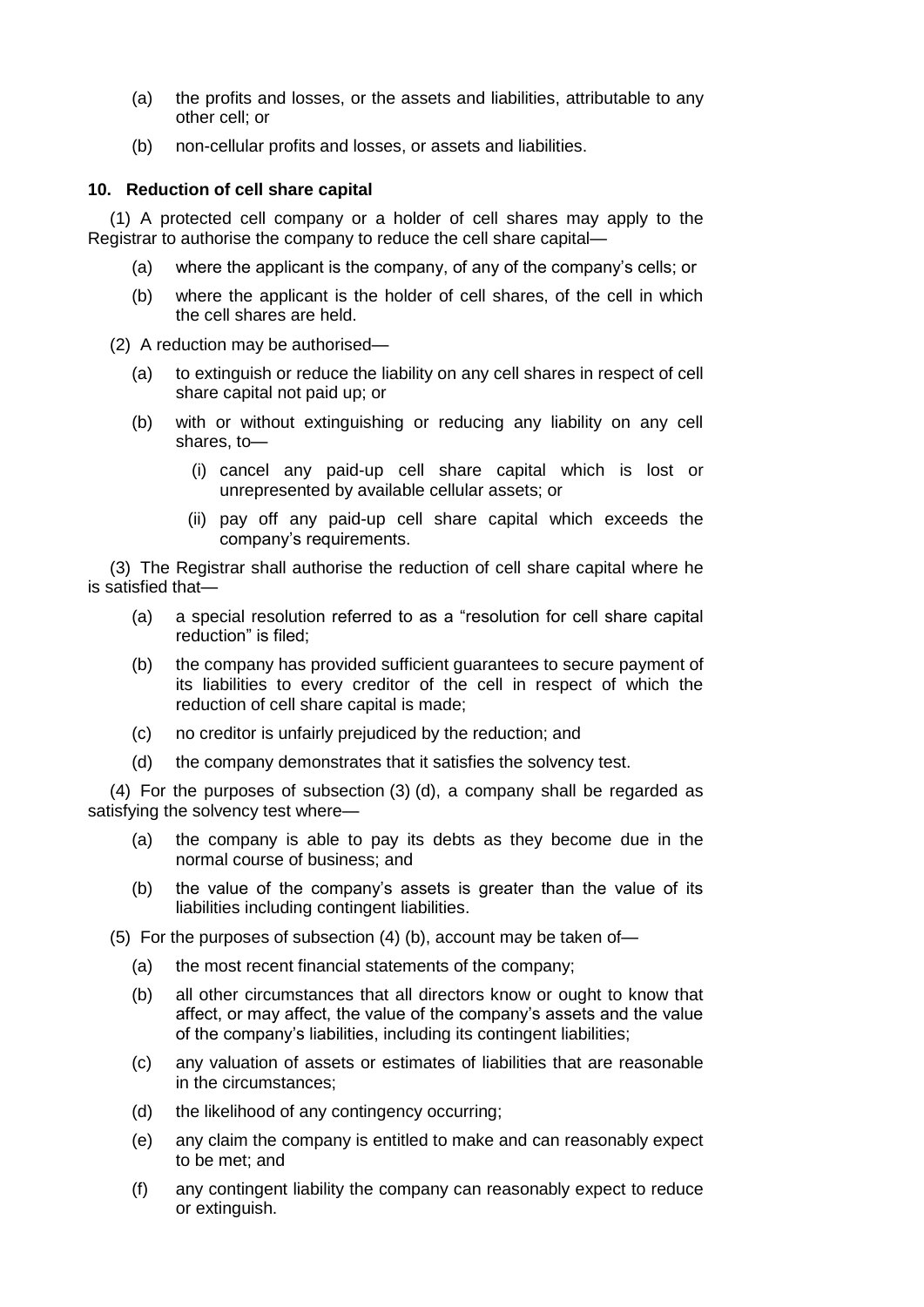(a) the profits and losses, or the assets and liabilities, attributable to any other cell; or

(b) non-cellular profits and losses, or assets and liabilities.

**10. Reduction of cell share capital**

(1) A protected cell company or a holder of cell shares may apply to the Registrar to authorise the company to reduce the cell share capital—

(a) where the applicant is the company, of any of the company's cells; or

(b) where the applicant is the holder of cell shares, of the cell in which the cell shares are held.

(2) A reduction may be authorised—

(a) to extinguish or reduce the liability on any cell shares in respect of cell share capital not paid up; or

(b) with or without extinguishing or reducing any liability on any cell shares, to—

(i) cancel any paid-up cell share capital which is lost or unrepresented by available cellular assets; or

(ii) pay off any paid-up cell share capital which exceeds the company's requirements.

(3) The Registrar shall authorise the reduction of cell share capital where he is satisfied that—

(a) a special resolution referred to as a "resolution for cell share capital reduction" is filed;

(b) the company has provided sufficient guarantees to secure payment of its liabilities to every creditor of the cell in respect of which the reduction of cell share capital is made;

(c) no creditor is unfairly prejudiced by the reduction; and

(d) the company demonstrates that it satisfies the solvency test.

(4) For the purposes of subsection (3) (d), a company shall be regarded as satisfying the solvency test where—

(a) the company is able to pay its debts as they become due in the normal course of business; and

(b) the value of the company's assets is greater than the value of its liabilities including contingent liabilities.

(5) For the purposes of subsection (4) (b), account may be taken of—

(a) the most recent financial statements of the company;

(b) all other circumstances that all directors know or ought to know that affect, or may affect, the value of the company's assets and the value of the company's liabilities, including its contingent liabilities;

(c) any valuation of assets or estimates of liabilities that are reasonable in the circumstances;

(d) the likelihood of any contingency occurring;

(e) any claim the company is entitled to make and can reasonably expect to be met; and

(f) any contingent liability the company can reasonably expect to reduce or extinguish.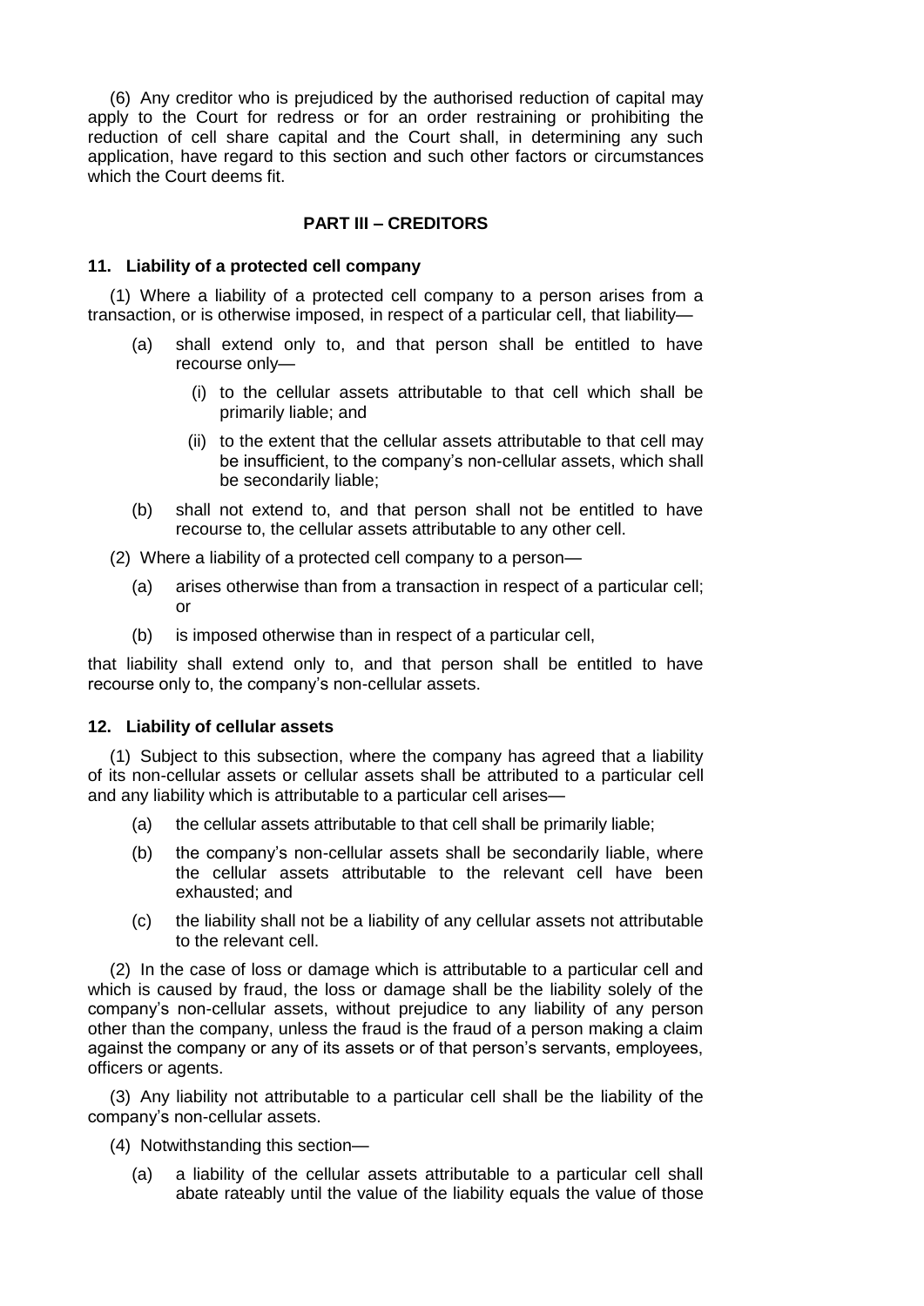(6) Any creditor who is prejudiced by the authorised reduction of capital may apply to the Court for redress or for an order restraining or prohibiting the reduction of cell share capital and the Court shall, in determining any such application, have regard to this section and such other factors or circumstances which the Court deems fit.

## PART III – CREDITORS

### 11. Liability of a protected cell company

(1) Where a liability of a protected cell company to a person arises from a transaction, or is otherwise imposed, in respect of a particular cell, that liability—

- (a) shall extend only to, and that person shall be entitled to have recourse only—
  - (i) to the cellular assets attributable to that cell which shall be primarily liable; and
  - (ii) to the extent that the cellular assets attributable to that cell may be insufficient, to the company's non-cellular assets, which shall be secondarily liable;
- (b) shall not extend to, and that person shall not be entitled to have recourse to, the cellular assets attributable to any other cell.

(2) Where a liability of a protected cell company to a person—

- (a) arises otherwise than from a transaction in respect of a particular cell; or
- (b) is imposed otherwise than in respect of a particular cell,

that liability shall extend only to, and that person shall be entitled to have recourse only to, the company's non-cellular assets.

### 12. Liability of cellular assets

(1) Subject to this subsection, where the company has agreed that a liability of its non-cellular assets or cellular assets shall be attributed to a particular cell and any liability which is attributable to a particular cell arises—

- (a) the cellular assets attributable to that cell shall be primarily liable;
- (b) the company's non-cellular assets shall be secondarily liable, where the cellular assets attributable to the relevant cell have been exhausted; and
- (c) the liability shall not be a liability of any cellular assets not attributable to the relevant cell.

(2) In the case of loss or damage which is attributable to a particular cell and which is caused by fraud, the loss or damage shall be the liability solely of the company's non-cellular assets, without prejudice to any liability of any person other than the company, unless the fraud is the fraud of a person making a claim against the company or any of its assets or of that person's servants, employees, officers or agents.

(3) Any liability not attributable to a particular cell shall be the liability of the company's non-cellular assets.

(4) Notwithstanding this section—

- (a) a liability of the cellular assets attributable to a particular cell shall abate rateably until the value of the liability equals the value of those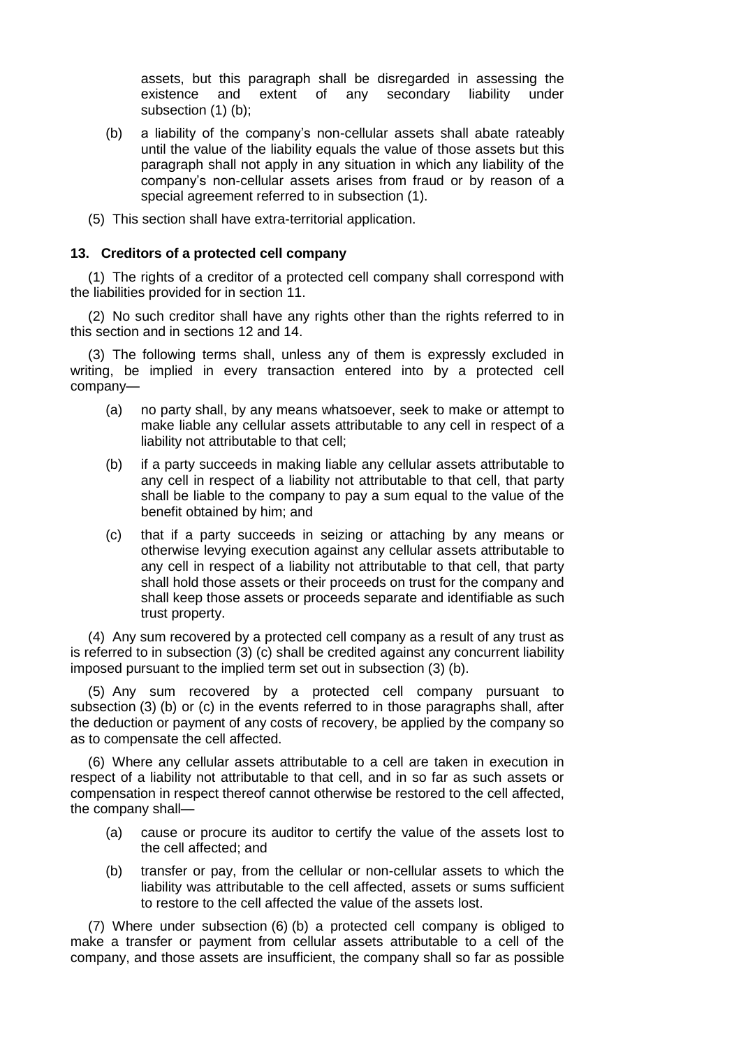assets, but this paragraph shall be disregarded in assessing the existence and extent of any secondary liability under subsection (1) (b);

(b) a liability of the company's non-cellular assets shall abate rateably until the value of the liability equals the value of those assets but this paragraph shall not apply in any situation in which any liability of the company's non-cellular assets arises from fraud or by reason of a special agreement referred to in subsection (1).

(5) This section shall have extra-territorial application.

**13. Creditors of a protected cell company**

(1) The rights of a creditor of a protected cell company shall correspond with the liabilities provided for in section 11.

(2) No such creditor shall have any rights other than the rights referred to in this section and in sections 12 and 14.

(3) The following terms shall, unless any of them is expressly excluded in writing, be implied in every transaction entered into by a protected cell company—

(a) no party shall, by any means whatsoever, seek to make or attempt to make liable any cellular assets attributable to any cell in respect of a liability not attributable to that cell;

(b) if a party succeeds in making liable any cellular assets attributable to any cell in respect of a liability not attributable to that cell, that party shall be liable to the company to pay a sum equal to the value of the benefit obtained by him; and

(c) that if a party succeeds in seizing or attaching by any means or otherwise levying execution against any cellular assets attributable to any cell in respect of a liability not attributable to that cell, that party shall hold those assets or their proceeds on trust for the company and shall keep those assets or proceeds separate and identifiable as such trust property.

(4) Any sum recovered by a protected cell company as a result of any trust as is referred to in subsection (3) (c) shall be credited against any concurrent liability imposed pursuant to the implied term set out in subsection (3) (b).

(5) Any sum recovered by a protected cell company pursuant to subsection (3) (b) or (c) in the events referred to in those paragraphs shall, after the deduction or payment of any costs of recovery, be applied by the company so as to compensate the cell affected.

(6) Where any cellular assets attributable to a cell are taken in execution in respect of a liability not attributable to that cell, and in so far as such assets or compensation in respect thereof cannot otherwise be restored to the cell affected, the company shall—

(a) cause or procure its auditor to certify the value of the assets lost to the cell affected; and

(b) transfer or pay, from the cellular or non-cellular assets to which the liability was attributable to the cell affected, assets or sums sufficient to restore to the cell affected the value of the assets lost.

(7) Where under subsection (6) (b) a protected cell company is obliged to make a transfer or payment from cellular assets attributable to a cell of the company, and those assets are insufficient, the company shall so far as possible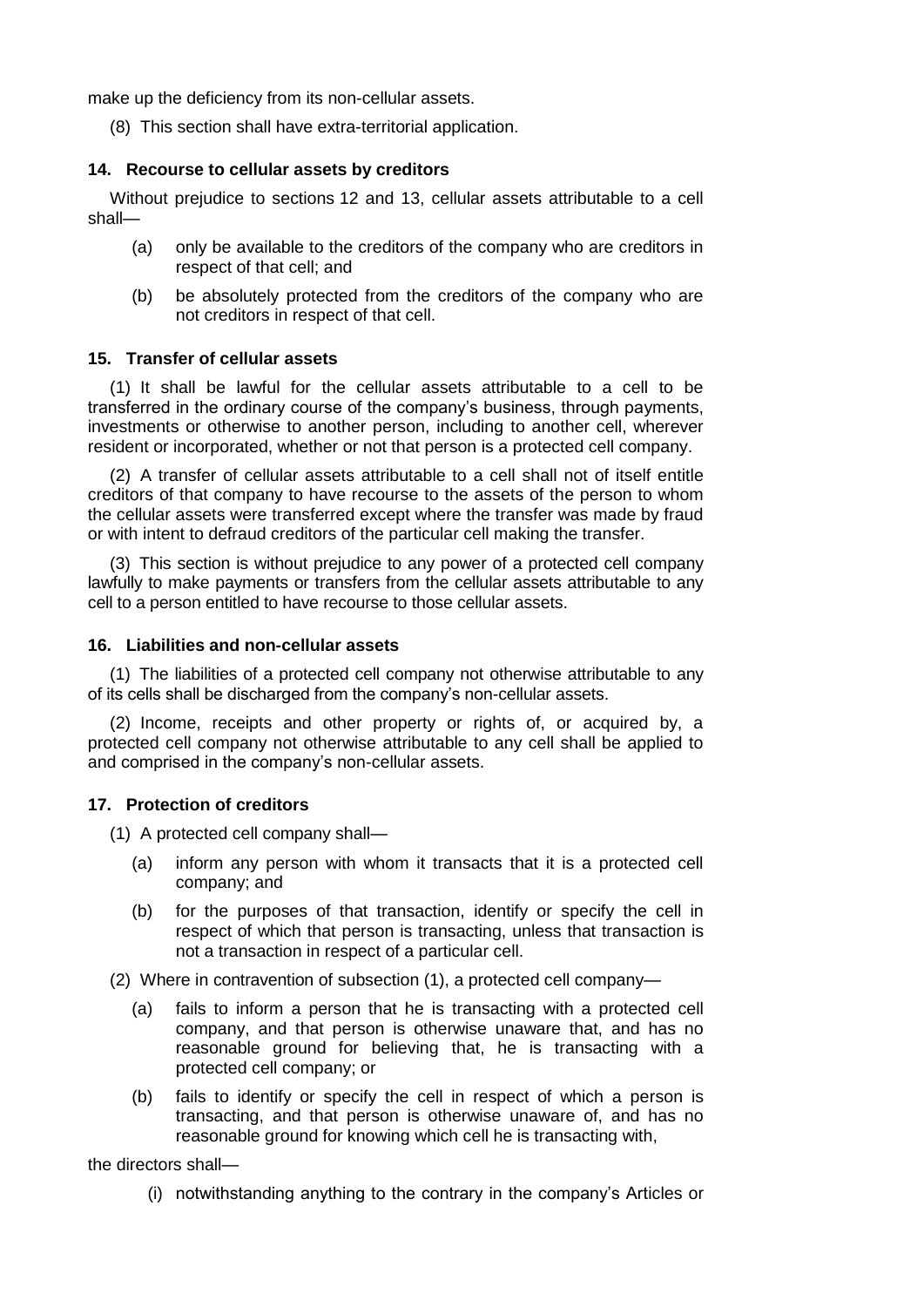make up the deficiency from its non-cellular assets.

(8) This section shall have extra-territorial application.

### 14. Recourse to cellular assets by creditors

Without prejudice to sections 12 and 13, cellular assets attributable to a cell shall—

- (a) only be available to the creditors of the company who are creditors in respect of that cell; and
- (b) be absolutely protected from the creditors of the company who are not creditors in respect of that cell.

### 15. Transfer of cellular assets

(1) It shall be lawful for the cellular assets attributable to a cell to be transferred in the ordinary course of the company's business, through payments, investments or otherwise to another person, including to another cell, wherever resident or incorporated, whether or not that person is a protected cell company.

(2) A transfer of cellular assets attributable to a cell shall not of itself entitle creditors of that company to have recourse to the assets of the person to whom the cellular assets were transferred except where the transfer was made by fraud or with intent to defraud creditors of the particular cell making the transfer.

(3) This section is without prejudice to any power of a protected cell company lawfully to make payments or transfers from the cellular assets attributable to any cell to a person entitled to have recourse to those cellular assets.

### 16. Liabilities and non-cellular assets

(1) The liabilities of a protected cell company not otherwise attributable to any of its cells shall be discharged from the company's non-cellular assets.

(2) Income, receipts and other property or rights of, or acquired by, a protected cell company not otherwise attributable to any cell shall be applied to and comprised in the company's non-cellular assets.

### 17. Protection of creditors

(1) A protected cell company shall—

- (a) inform any person with whom it transacts that it is a protected cell company; and
- (b) for the purposes of that transaction, identify or specify the cell in respect of which that person is transacting, unless that transaction is not a transaction in respect of a particular cell.

(2) Where in contravention of subsection (1), a protected cell company—

- (a) fails to inform a person that he is transacting with a protected cell company, and that person is otherwise unaware that, and has no reasonable ground for believing that, he is transacting with a protected cell company; or
- (b) fails to identify or specify the cell in respect of which a person is transacting, and that person is otherwise unaware of, and has no reasonable ground for knowing which cell he is transacting with,

the directors shall—

- (i) notwithstanding anything to the contrary in the company's Articles or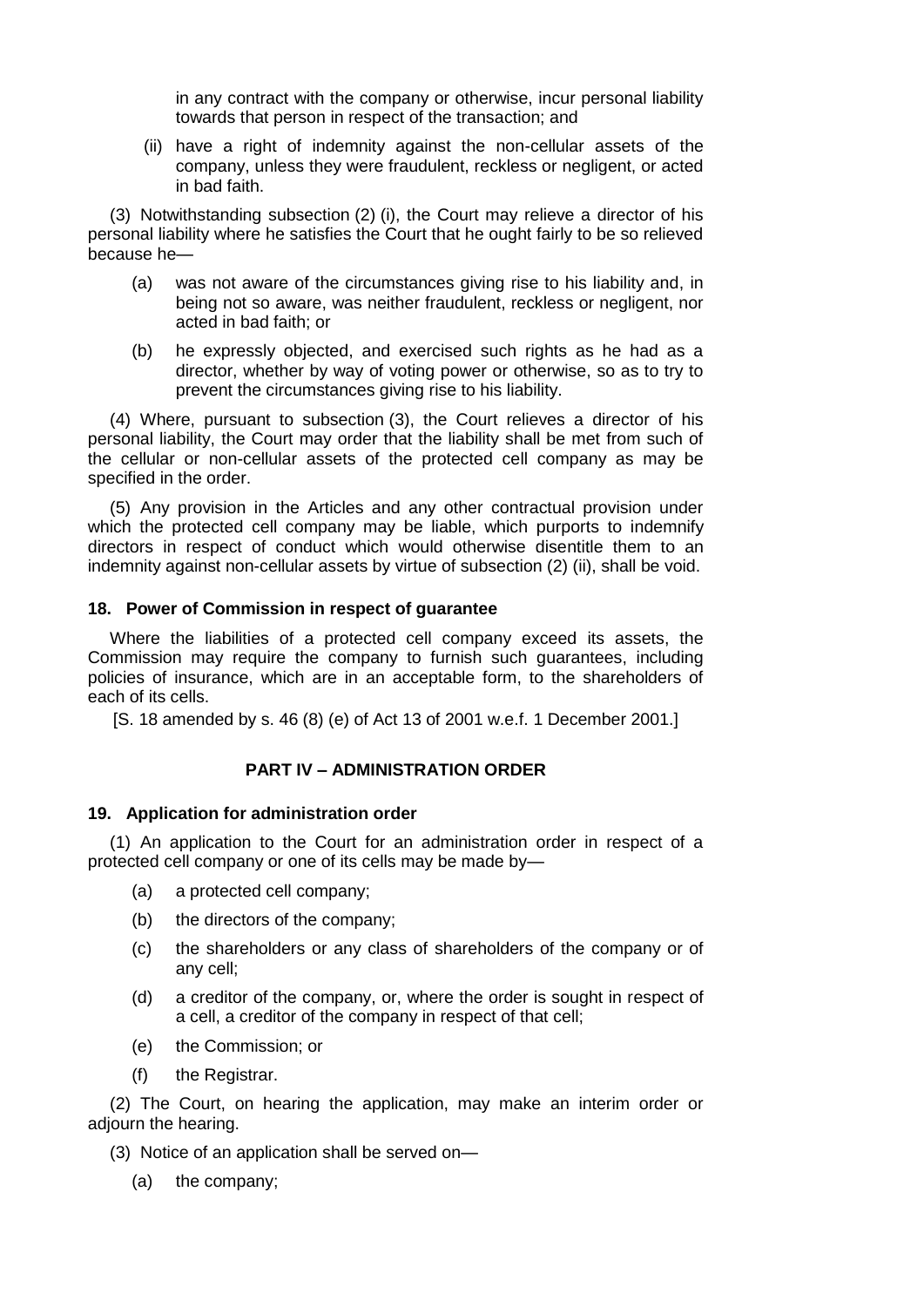in any contract with the company or otherwise, incur personal liability towards that person in respect of the transaction; and

(ii) have a right of indemnity against the non-cellular assets of the company, unless they were fraudulent, reckless or negligent, or acted in bad faith.

(3) Notwithstanding subsection (2) (i), the Court may relieve a director of his personal liability where he satisfies the Court that he ought fairly to be so relieved because he—

(a) was not aware of the circumstances giving rise to his liability and, in being not so aware, was neither fraudulent, reckless or negligent, nor acted in bad faith; or

(b) he expressly objected, and exercised such rights as he had as a director, whether by way of voting power or otherwise, so as to try to prevent the circumstances giving rise to his liability.

(4) Where, pursuant to subsection (3), the Court relieves a director of his personal liability, the Court may order that the liability shall be met from such of the cellular or non-cellular assets of the protected cell company as may be specified in the order.

(5) Any provision in the Articles and any other contractual provision under which the protected cell company may be liable, which purports to indemnify directors in respect of conduct which would otherwise disentitle them to an indemnity against non-cellular assets by virtue of subsection (2) (ii), shall be void.

**18. Power of Commission in respect of guarantee**

Where the liabilities of a protected cell company exceed its assets, the Commission may require the company to furnish such guarantees, including policies of insurance, which are in an acceptable form, to the shareholders of each of its cells.

[S. 18 amended by s. 46 (8) (e) of Act 13 of 2001 w.e.f. 1 December 2001.]

## PART IV – ADMINISTRATION ORDER

**19. Application for administration order**

(1) An application to the Court for an administration order in respect of a protected cell company or one of its cells may be made by—

(a) a protected cell company;

(b) the directors of the company;

(c) the shareholders or any class of shareholders of the company or of any cell;

(d) a creditor of the company, or, where the order is sought in respect of a cell, a creditor of the company in respect of that cell;

(e) the Commission; or

(f) the Registrar.

(2) The Court, on hearing the application, may make an interim order or adjourn the hearing.

(3) Notice of an application shall be served on—

(a) the company;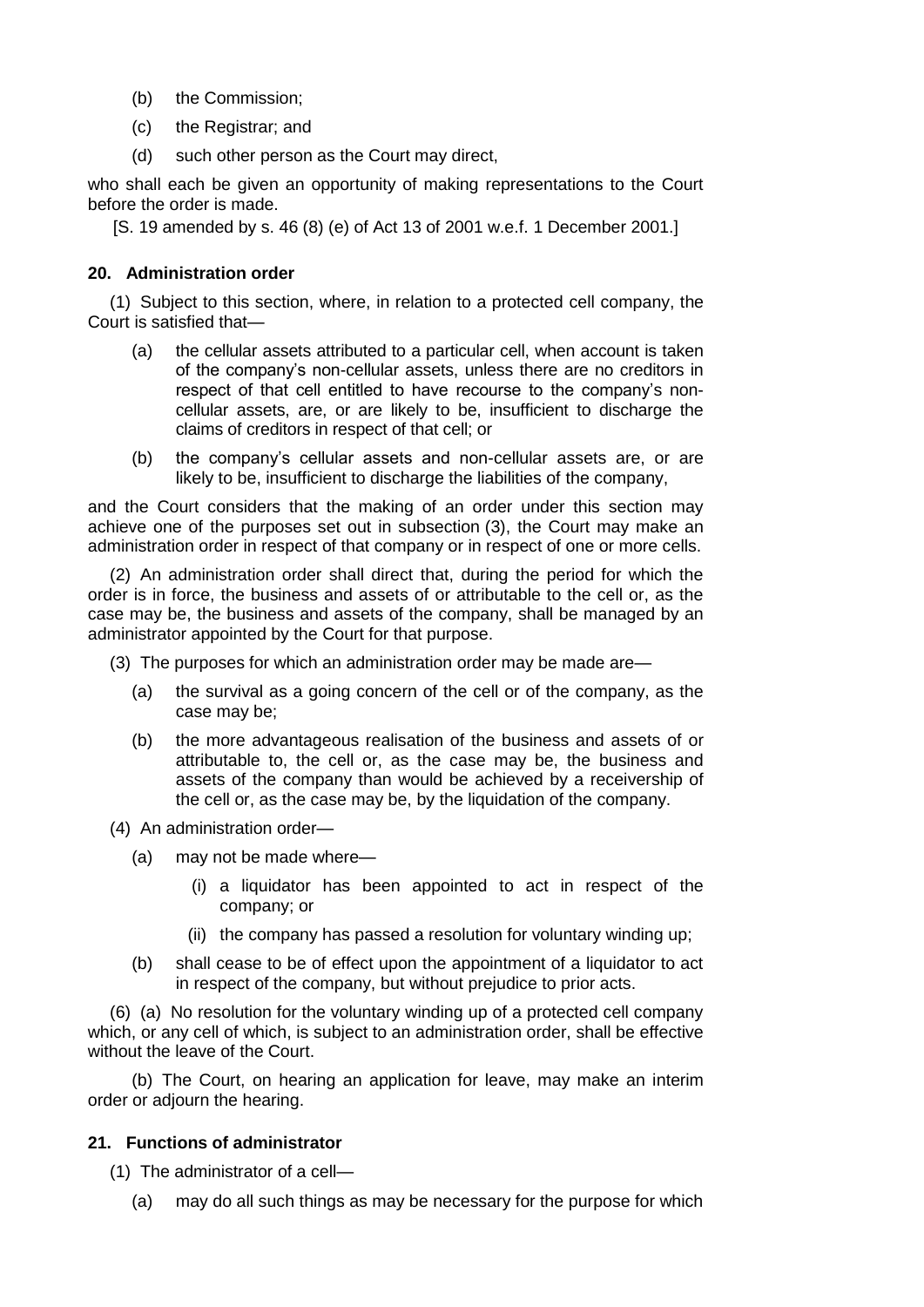(b) the Commission;

(c) the Registrar; and

(d) such other person as the Court may direct,

who shall each be given an opportunity of making representations to the Court before the order is made.

[S. 19 amended by s. 46 (8) (e) of Act 13 of 2001 w.e.f. 1 December 2001.]

**20. Administration order**

(1) Subject to this section, where, in relation to a protected cell company, the Court is satisfied that—

(a) the cellular assets attributed to a particular cell, when account is taken of the company's non-cellular assets, unless there are no creditors in respect of that cell entitled to have recourse to the company's non-cellular assets, are, or are likely to be, insufficient to discharge the claims of creditors in respect of that cell; or

(b) the company's cellular assets and non-cellular assets are, or are likely to be, insufficient to discharge the liabilities of the company,

and the Court considers that the making of an order under this section may achieve one of the purposes set out in subsection (3), the Court may make an administration order in respect of that company or in respect of one or more cells.

(2) An administration order shall direct that, during the period for which the order is in force, the business and assets of or attributable to the cell or, as the case may be, the business and assets of the company, shall be managed by an administrator appointed by the Court for that purpose.

(3) The purposes for which an administration order may be made are—

(a) the survival as a going concern of the cell or of the company, as the case may be;

(b) the more advantageous realisation of the business and assets of or attributable to, the cell or, as the case may be, the business and assets of the company than would be achieved by a receivership of the cell or, as the case may be, by the liquidation of the company.

(4) An administration order—

(a) may not be made where—

(i) a liquidator has been appointed to act in respect of the company; or

(ii) the company has passed a resolution for voluntary winding up;

(b) shall cease to be of effect upon the appointment of a liquidator to act in respect of the company, but without prejudice to prior acts.

(6) (a) No resolution for the voluntary winding up of a protected cell company which, or any cell of which, is subject to an administration order, shall be effective without the leave of the Court.

(b) The Court, on hearing an application for leave, may make an interim order or adjourn the hearing.

**21. Functions of administrator**

(1) The administrator of a cell—

(a) may do all such things as may be necessary for the purpose for which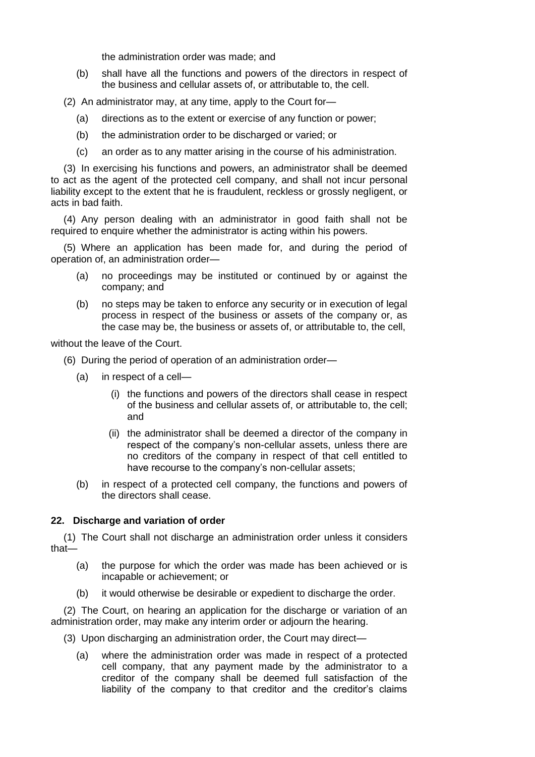the administration order was made; and

(b) shall have all the functions and powers of the directors in respect of the business and cellular assets of, or attributable to, the cell.

(2) An administrator may, at any time, apply to the Court for—

(a) directions as to the extent or exercise of any function or power;

(b) the administration order to be discharged or varied; or

(c) an order as to any matter arising in the course of his administration.

(3) In exercising his functions and powers, an administrator shall be deemed to act as the agent of the protected cell company, and shall not incur personal liability except to the extent that he is fraudulent, reckless or grossly negligent, or acts in bad faith.

(4) Any person dealing with an administrator in good faith shall not be required to enquire whether the administrator is acting within his powers.

(5) Where an application has been made for, and during the period of operation of, an administration order—

(a) no proceedings may be instituted or continued by or against the company; and

(b) no steps may be taken to enforce any security or in execution of legal process in respect of the business or assets of the company or, as the case may be, the business or assets of, or attributable to, the cell,

without the leave of the Court.

(6) During the period of operation of an administration order—

(a) in respect of a cell—

(i) the functions and powers of the directors shall cease in respect of the business and cellular assets of, or attributable to, the cell; and

(ii) the administrator shall be deemed a director of the company in respect of the company's non-cellular assets, unless there are no creditors of the company in respect of that cell entitled to have recourse to the company's non-cellular assets;

(b) in respect of a protected cell company, the functions and powers of the directors shall cease.

**22. Discharge and variation of order**

(1) The Court shall not discharge an administration order unless it considers that—

(a) the purpose for which the order was made has been achieved or is incapable or achievement; or

(b) it would otherwise be desirable or expedient to discharge the order.

(2) The Court, on hearing an application for the discharge or variation of an administration order, may make any interim order or adjourn the hearing.

(3) Upon discharging an administration order, the Court may direct—

(a) where the administration order was made in respect of a protected cell company, that any payment made by the administrator to a creditor of the company shall be deemed full satisfaction of the liability of the company to that creditor and the creditor's claims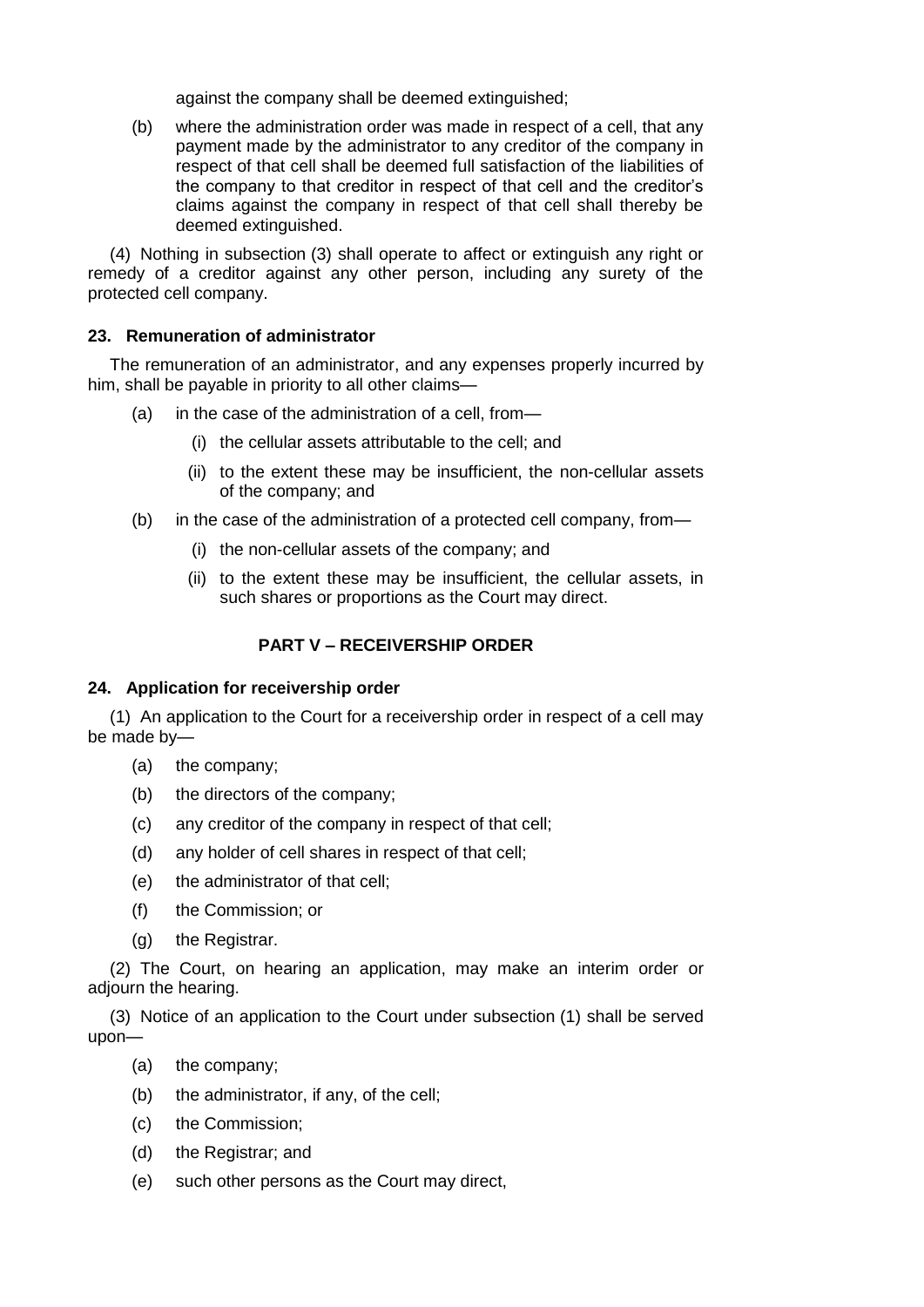against the company shall be deemed extinguished;

(b) where the administration order was made in respect of a cell, that any payment made by the administrator to any creditor of the company in respect of that cell shall be deemed full satisfaction of the liabilities of the company to that creditor in respect of that cell and the creditor's claims against the company in respect of that cell shall thereby be deemed extinguished.

(4) Nothing in subsection (3) shall operate to affect or extinguish any right or remedy of a creditor against any other person, including any surety of the protected cell company.

**23. Remuneration of administrator**

The remuneration of an administrator, and any expenses properly incurred by him, shall be payable in priority to all other claims—

(a) in the case of the administration of a cell, from—

(i) the cellular assets attributable to the cell; and

(ii) to the extent these may be insufficient, the non-cellular assets of the company; and

(b) in the case of the administration of a protected cell company, from—

(i) the non-cellular assets of the company; and

(ii) to the extent these may be insufficient, the cellular assets, in such shares or proportions as the Court may direct.

## PART V – RECEIVERSHIP ORDER

**24. Application for receivership order**

(1) An application to the Court for a receivership order in respect of a cell may be made by—

(a) the company;

(b) the directors of the company;

(c) any creditor of the company in respect of that cell;

(d) any holder of cell shares in respect of that cell;

(e) the administrator of that cell;

(f) the Commission; or

(g) the Registrar.

(2) The Court, on hearing an application, may make an interim order or adjourn the hearing.

(3) Notice of an application to the Court under subsection (1) shall be served upon—

(a) the company;

(b) the administrator, if any, of the cell;

(c) the Commission;

(d) the Registrar; and

(e) such other persons as the Court may direct,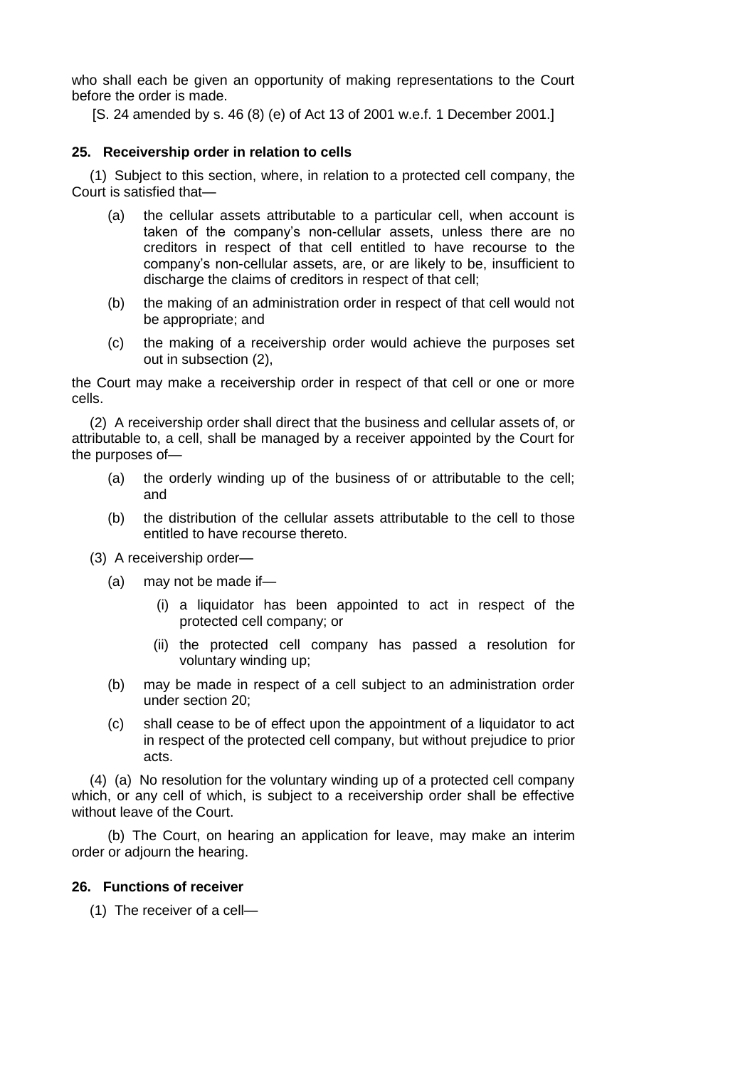who shall each be given an opportunity of making representations to the Court before the order is made.

[S. 24 amended by s. 46 (8) (e) of Act 13 of 2001 w.e.f. 1 December 2001.]

### 25. Receivership order in relation to cells

(1) Subject to this section, where, in relation to a protected cell company, the Court is satisfied that—

(a) the cellular assets attributable to a particular cell, when account is taken of the company's non-cellular assets, unless there are no creditors in respect of that cell entitled to have recourse to the company's non-cellular assets, are, or are likely to be, insufficient to discharge the claims of creditors in respect of that cell;

(b) the making of an administration order in respect of that cell would not be appropriate; and

(c) the making of a receivership order would achieve the purposes set out in subsection (2),

the Court may make a receivership order in respect of that cell or one or more cells.

(2) A receivership order shall direct that the business and cellular assets of, or attributable to, a cell, shall be managed by a receiver appointed by the Court for the purposes of—

(a) the orderly winding up of the business of or attributable to the cell; and

(b) the distribution of the cellular assets attributable to the cell to those entitled to have recourse thereto.

(3) A receivership order—

(a) may not be made if—

(i) a liquidator has been appointed to act in respect of the protected cell company; or

(ii) the protected cell company has passed a resolution for voluntary winding up;

(b) may be made in respect of a cell subject to an administration order under section 20;

(c) shall cease to be of effect upon the appointment of a liquidator to act in respect of the protected cell company, but without prejudice to prior acts.

(4) (a) No resolution for the voluntary winding up of a protected cell company which, or any cell of which, is subject to a receivership order shall be effective without leave of the Court.

(b) The Court, on hearing an application for leave, may make an interim order or adjourn the hearing.

### 26. Functions of receiver

(1) The receiver of a cell—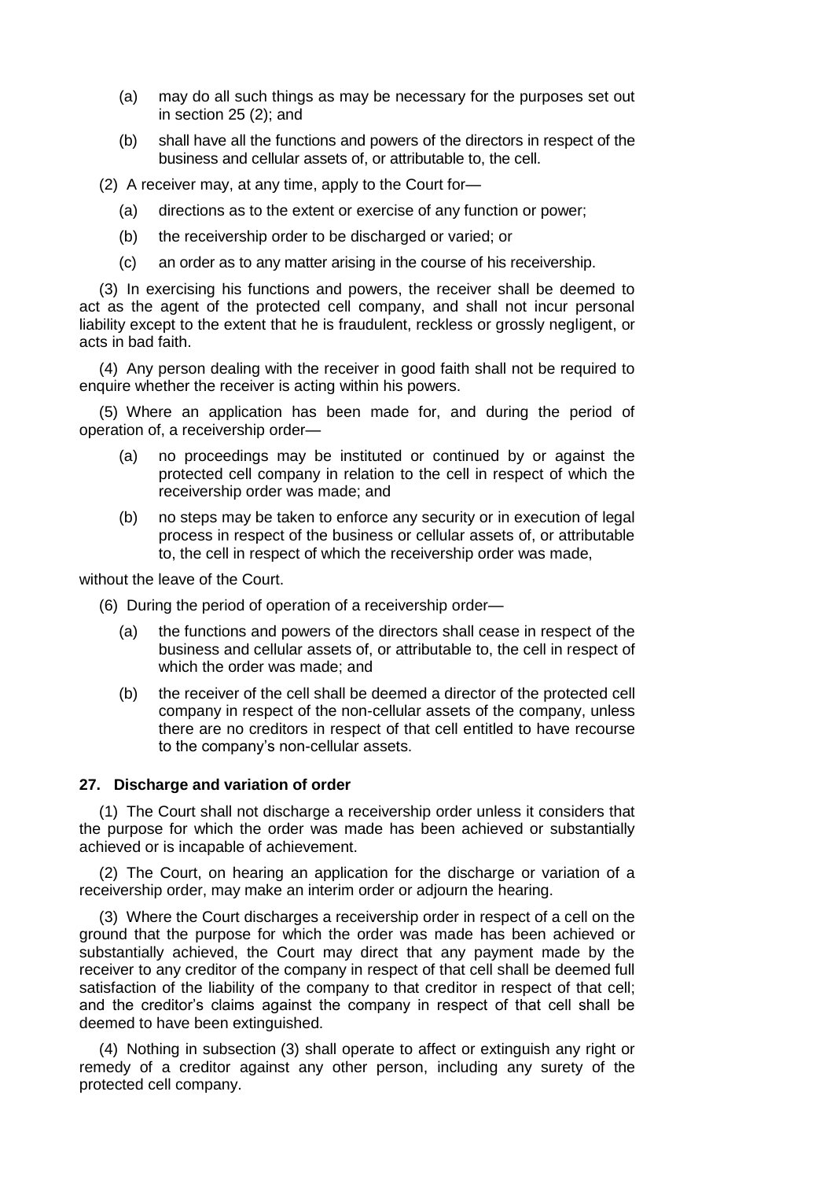(a) may do all such things as may be necessary for the purposes set out in section 25 (2); and

(b) shall have all the functions and powers of the directors in respect of the business and cellular assets of, or attributable to, the cell.

(2) A receiver may, at any time, apply to the Court for—

(a) directions as to the extent or exercise of any function or power;

(b) the receivership order to be discharged or varied; or

(c) an order as to any matter arising in the course of his receivership.

(3) In exercising his functions and powers, the receiver shall be deemed to act as the agent of the protected cell company, and shall not incur personal liability except to the extent that he is fraudulent, reckless or grossly negligent, or acts in bad faith.

(4) Any person dealing with the receiver in good faith shall not be required to enquire whether the receiver is acting within his powers.

(5) Where an application has been made for, and during the period of operation of, a receivership order—

(a) no proceedings may be instituted or continued by or against the protected cell company in relation to the cell in respect of which the receivership order was made; and

(b) no steps may be taken to enforce any security or in execution of legal process in respect of the business or cellular assets of, or attributable to, the cell in respect of which the receivership order was made,

without the leave of the Court.

(6) During the period of operation of a receivership order—

(a) the functions and powers of the directors shall cease in respect of the business and cellular assets of, or attributable to, the cell in respect of which the order was made; and

(b) the receiver of the cell shall be deemed a director of the protected cell company in respect of the non-cellular assets of the company, unless there are no creditors in respect of that cell entitled to have recourse to the company's non-cellular assets.

**27. Discharge and variation of order**

(1) The Court shall not discharge a receivership order unless it considers that the purpose for which the order was made has been achieved or substantially achieved or is incapable of achievement.

(2) The Court, on hearing an application for the discharge or variation of a receivership order, may make an interim order or adjourn the hearing.

(3) Where the Court discharges a receivership order in respect of a cell on the ground that the purpose for which the order was made has been achieved or substantially achieved, the Court may direct that any payment made by the receiver to any creditor of the company in respect of that cell shall be deemed full satisfaction of the liability of the company to that creditor in respect of that cell; and the creditor's claims against the company in respect of that cell shall be deemed to have been extinguished.

(4) Nothing in subsection (3) shall operate to affect or extinguish any right or remedy of a creditor against any other person, including any surety of the protected cell company.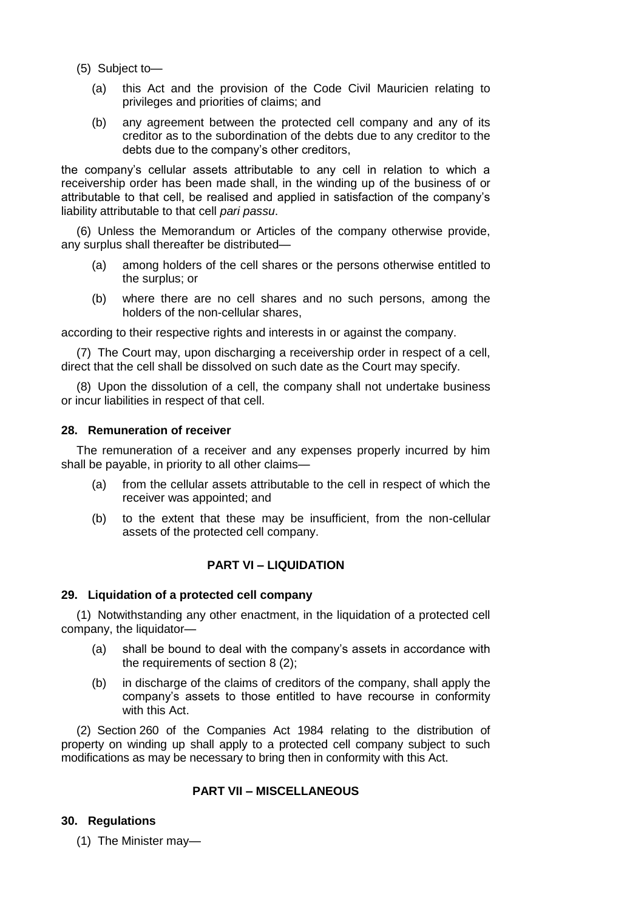(5) Subject to—

(a) this Act and the provision of the Code Civil Mauricien relating to privileges and priorities of claims; and

(b) any agreement between the protected cell company and any of its creditor as to the subordination of the debts due to any creditor to the debts due to the company's other creditors,

the company's cellular assets attributable to any cell in relation to which a receivership order has been made shall, in the winding up of the business of or attributable to that cell, be realised and applied in satisfaction of the company's liability attributable to that cell *pari passu*.

(6) Unless the Memorandum or Articles of the company otherwise provide, any surplus shall thereafter be distributed—

(a) among holders of the cell shares or the persons otherwise entitled to the surplus; or

(b) where there are no cell shares and no such persons, among the holders of the non-cellular shares,

according to their respective rights and interests in or against the company.

(7) The Court may, upon discharging a receivership order in respect of a cell, direct that the cell shall be dissolved on such date as the Court may specify.

(8) Upon the dissolution of a cell, the company shall not undertake business or incur liabilities in respect of that cell.

### 28. Remuneration of receiver

The remuneration of a receiver and any expenses properly incurred by him shall be payable, in priority to all other claims—

(a) from the cellular assets attributable to the cell in respect of which the receiver was appointed; and

(b) to the extent that these may be insufficient, from the non-cellular assets of the protected cell company.

## PART VI – LIQUIDATION

### 29. Liquidation of a protected cell company

(1) Notwithstanding any other enactment, in the liquidation of a protected cell company, the liquidator—

(a) shall be bound to deal with the company's assets in accordance with the requirements of section 8 (2);

(b) in discharge of the claims of creditors of the company, shall apply the company's assets to those entitled to have recourse in conformity with this Act.

(2) Section 260 of the Companies Act 1984 relating to the distribution of property on winding up shall apply to a protected cell company subject to such modifications as may be necessary to bring then in conformity with this Act.

## PART VII – MISCELLANEOUS

### 30. Regulations

(1) The Minister may—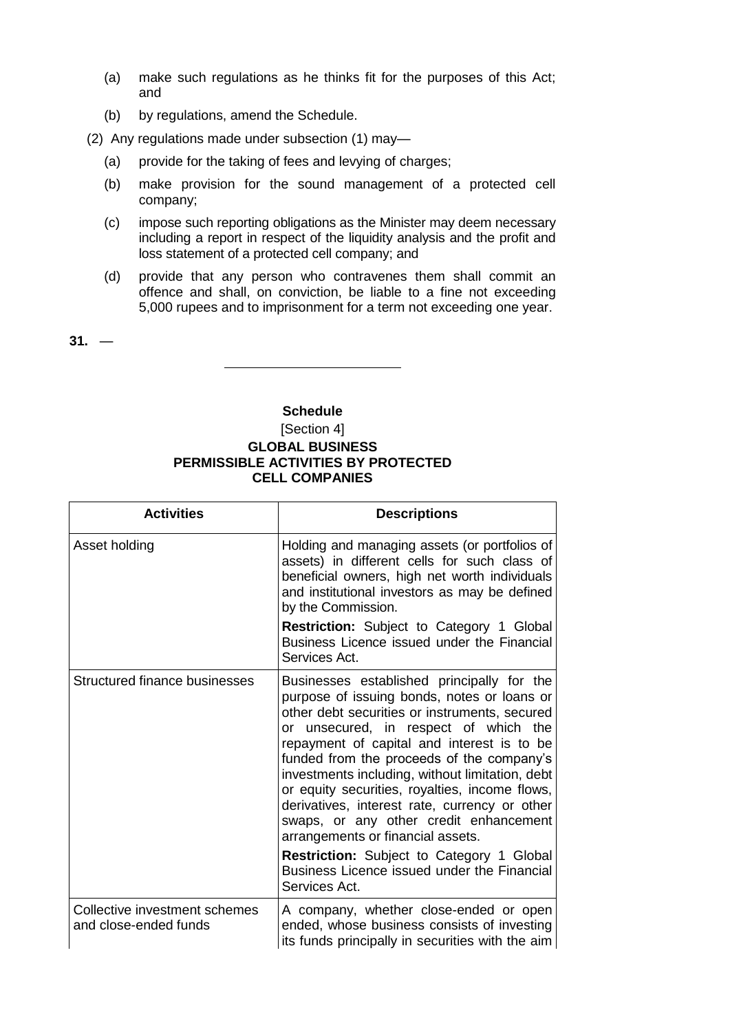(a) make such regulations as he thinks fit for the purposes of this Act; and

(b) by regulations, amend the Schedule.

(2) Any regulations made under subsection (1) may—

(a) provide for the taking of fees and levying of charges;

(b) make provision for the sound management of a protected cell company;

(c) impose such reporting obligations as the Minister may deem necessary including a report in respect of the liquidity analysis and the profit and loss statement of a protected cell company; and

(d) provide that any person who contravenes them shall commit an offence and shall, on conviction, be liable to a fine not exceeding 5,000 rupees and to imprisonment for a term not exceeding one year.

**31.** —

---

**Schedule**

[Section 4]

**GLOBAL BUSINESS PERMISSIBLE ACTIVITIES BY PROTECTED CELL COMPANIES**

| **Activities** | **Descriptions** |
|---|---|
| Asset holding | Holding and managing assets (or portfolios of assets) in different cells for such class of beneficial owners, high net worth individuals and institutional investors as may be defined by the Commission.<br>**Restriction:** Subject to Category 1 Global Business Licence issued under the Financial Services Act. |
| Structured finance businesses | Businesses established principally for the purpose of issuing bonds, notes or loans or other debt securities or instruments, secured or unsecured, in respect of which the repayment of capital and interest is to be funded from the proceeds of the company's investments including, without limitation, debt or equity securities, royalties, income flows, derivatives, interest rate, currency or other swaps, or any other credit enhancement arrangements or financial assets.<br>**Restriction:** Subject to Category 1 Global Business Licence issued under the Financial Services Act. |
| Collective investment schemes and close-ended funds | A company, whether close-ended or open ended, whose business consists of investing its funds principally in securities with the aim |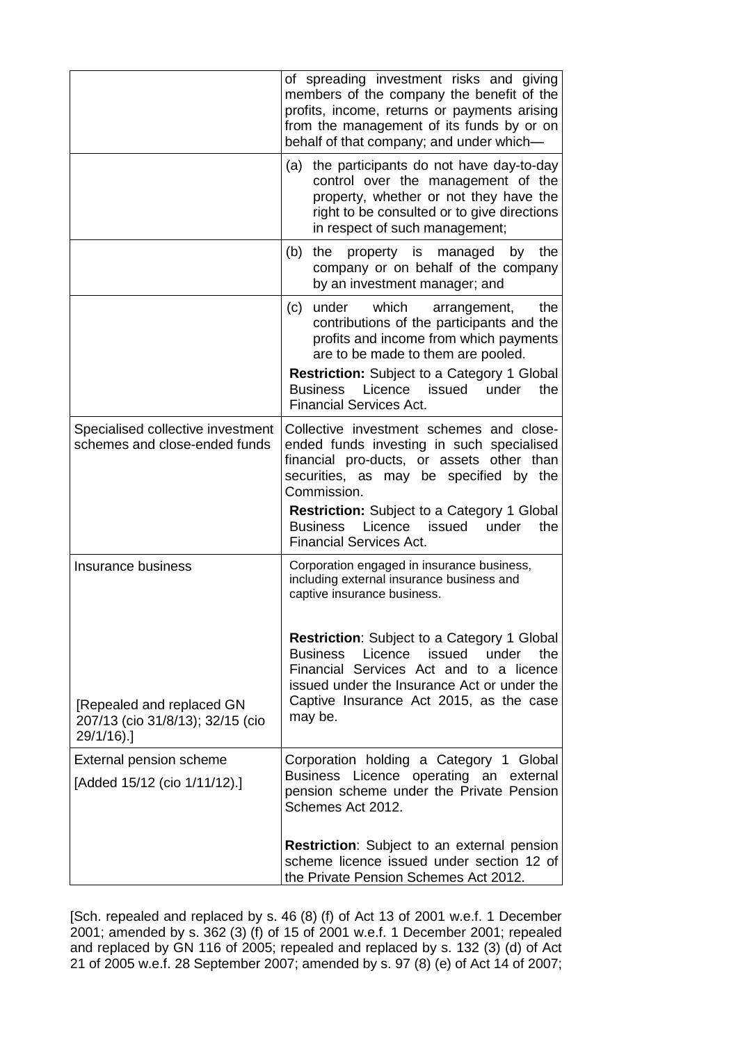| | |
|---|---|
| | of spreading investment risks and giving members of the company the benefit of the profits, income, returns or payments arising from the management of its funds by or on behalf of that company; and under which— |
| | (a) the participants do not have day-to-day control over the management of the property, whether or not they have the right to be consulted or to give directions in respect of such management; |
| | (b) the property is managed by the company or on behalf of the company by an investment manager; and |
| | (c) under which arrangement, the contributions of the participants and the profits and income from which payments are to be made to them are pooled. **Restriction:** Subject to a Category 1 Global Business Licence issued under the Financial Services Act. |
| Specialised collective investment schemes and close-ended funds | Collective investment schemes and close-ended funds investing in such specialised financial pro-ducts, or assets other than securities, as may be specified by the Commission. **Restriction:** Subject to a Category 1 Global Business Licence issued under the Financial Services Act. |
| Insurance business [Repealed and replaced GN 207/13 (cio 31/8/13); 32/15 (cio 29/1/16).] | Corporation engaged in insurance business, including external insurance business and captive insurance business. **Restriction**: Subject to a Category 1 Global Business Licence issued under the Financial Services Act and to a licence issued under the Insurance Act or under the Captive Insurance Act 2015, as the case may be. |
| External pension scheme [Added 15/12 (cio 1/11/12).] | Corporation holding a Category 1 Global Business Licence operating an external pension scheme under the Private Pension Schemes Act 2012. **Restriction**: Subject to an external pension scheme licence issued under section 12 of the Private Pension Schemes Act 2012. |

[Sch. repealed and replaced by s. 46 (8) (f) of Act 13 of 2001 w.e.f. 1 December 2001; amended by s. 362 (3) (f) of 15 of 2001 w.e.f. 1 December 2001; repealed and replaced by GN 116 of 2005; repealed and replaced by s. 132 (3) (d) of Act 21 of 2005 w.e.f. 28 September 2007; amended by s. 97 (8) (e) of Act 14 of 2007;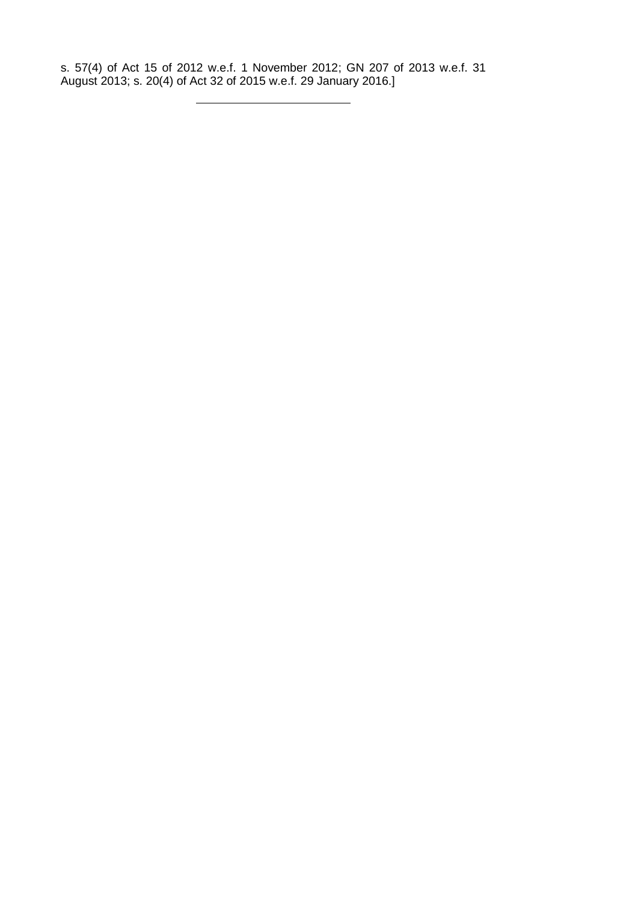s. 57(4) of Act 15 of 2012 w.e.f. 1 November 2012; GN 207 of 2013 w.e.f. 31 August 2013; s. 20(4) of Act 32 of 2015 w.e.f. 29 January 2016.]

---